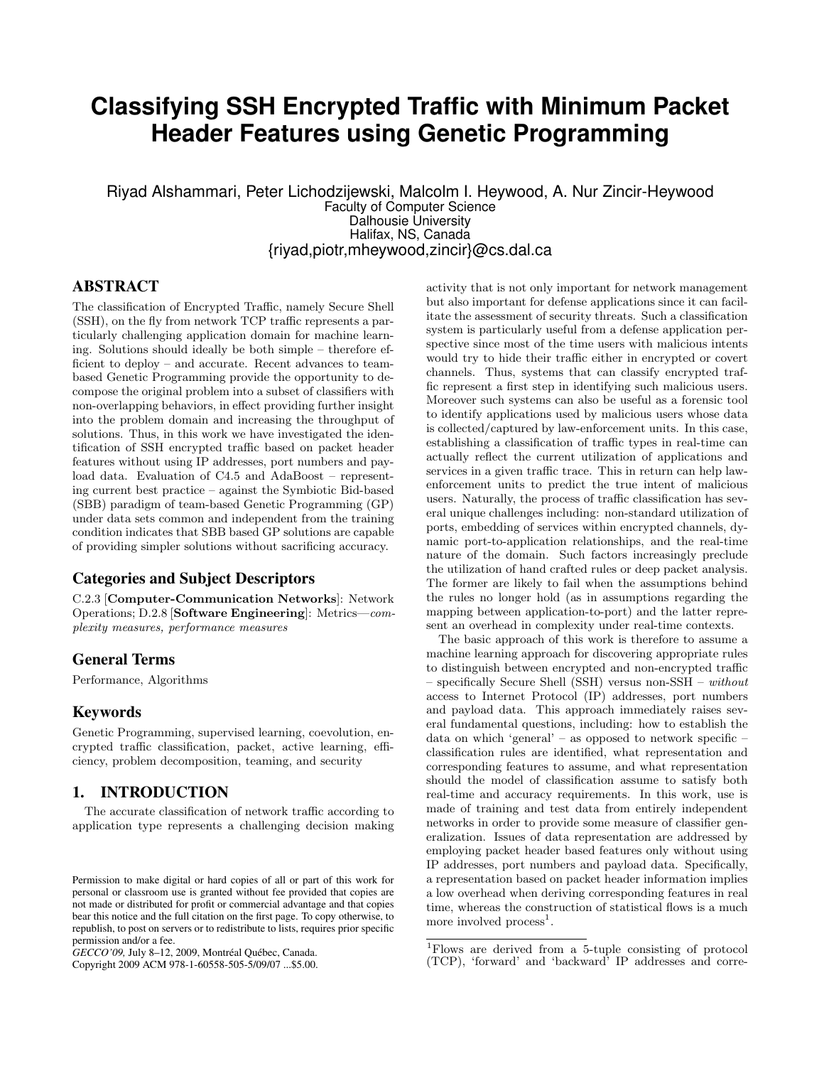# Classifying SSH Encrypted Traffic with Minimum Packet Header Features using Genetic Programming

Riyad Alshammari, Peter Lichodzijewski, Malcolm I. Heywood, A. Nur Zincir-Heywood
Faculty of Computer Science
Dalhousie University
Halifax, NS, Canada
{riyad,piotr,mheywood,zincir}@cs.dal.ca

## ABSTRACT

The classification of Encrypted Traffic, namely Secure Shell (SSH), on the fly from network TCP traffic represents a particularly challenging application domain for machine learning. Solutions should ideally be both simple – therefore efficient to deploy – and accurate. Recent advances to team-based Genetic Programming provide the opportunity to decompose the original problem into a subset of classifiers with non-overlapping behaviors, in effect providing further insight into the problem domain and increasing the throughput of solutions. Thus, in this work we have investigated the identification of SSH encrypted traffic based on packet header features without using IP addresses, port numbers and payload data. Evaluation of C4.5 and AdaBoost – representing current best practice – against the Symbiotic Bid-based (SBB) paradigm of team-based Genetic Programming (GP) under data sets common and independent from the training condition indicates that SBB based GP solutions are capable of providing simpler solutions without sacrificing accuracy.

## Categories and Subject Descriptors

C.2.3 [**Computer-Communication Networks**]: Network Operations; D.2.8 [**Software Engineering**]: Metrics—*complexity measures, performance measures*

## General Terms

Performance, Algorithms

## Keywords

Genetic Programming, supervised learning, coevolution, encrypted traffic classification, packet, active learning, efficiency, problem decomposition, teaming, and security

## 1. INTRODUCTION

The accurate classification of network traffic according to application type represents a challenging decision making activity that is not only important for network management but also important for defense applications since it can facilitate the assessment of security threats. Such a classification system is particularly useful from a defense application perspective since most of the time users with malicious intents would try to hide their traffic either in encrypted or covert channels. Thus, systems that can classify encrypted traffic represent a first step in identifying such malicious users. Moreover such systems can also be useful as a forensic tool to identify applications used by malicious users whose data is collected/captured by law-enforcement units. In this case, establishing a classification of traffic types in real-time can actually reflect the current utilization of applications and services in a given traffic trace. This in return can help law-enforcement units to predict the true intent of malicious users. Naturally, the process of traffic classification has several unique challenges including: non-standard utilization of ports, embedding of services within encrypted channels, dynamic port-to-application relationships, and the real-time nature of the domain. Such factors increasingly preclude the utilization of hand crafted rules or deep packet analysis. The former are likely to fail when the assumptions behind the rules no longer hold (as in assumptions regarding the mapping between application-to-port) and the latter represent an overhead in complexity under real-time contexts.

The basic approach of this work is therefore to assume a machine learning approach for discovering appropriate rules to distinguish between encrypted and non-encrypted traffic – specifically Secure Shell (SSH) versus non-SSH – *without* access to Internet Protocol (IP) addresses, port numbers and payload data. This approach immediately raises several fundamental questions, including: how to establish the data on which 'general' – as opposed to network specific – classification rules are identified, what representation and corresponding features to assume, and what representation should the model of classification assume to satisfy both real-time and accuracy requirements. In this work, use is made of training and test data from entirely independent networks in order to provide some measure of classifier generalization. Issues of data representation are addressed by employing packet header based features only without using IP addresses, port numbers and payload data. Specifically, a representation based on packet header information implies a low overhead when deriving corresponding features in real time, whereas the construction of statistical flows is a much more involved process[1].

[1]Flows are derived from a 5-tuple consisting of protocol (TCP), 'forward' and 'backward' IP addresses and corre-

Permission to make digital or hard copies of all or part of this work for personal or classroom use is granted without fee provided that copies are not made or distributed for profit or commercial advantage and that copies bear this notice and the full citation on the first page. To copy otherwise, to republish, to post on servers or to redistribute to lists, requires prior specific permission and/or a fee.
*GECCO'09,* July 8–12, 2009, Montréal Québec, Canada.
Copyright 2009 ACM 978-1-60558-505-5/09/07 ...$5.00.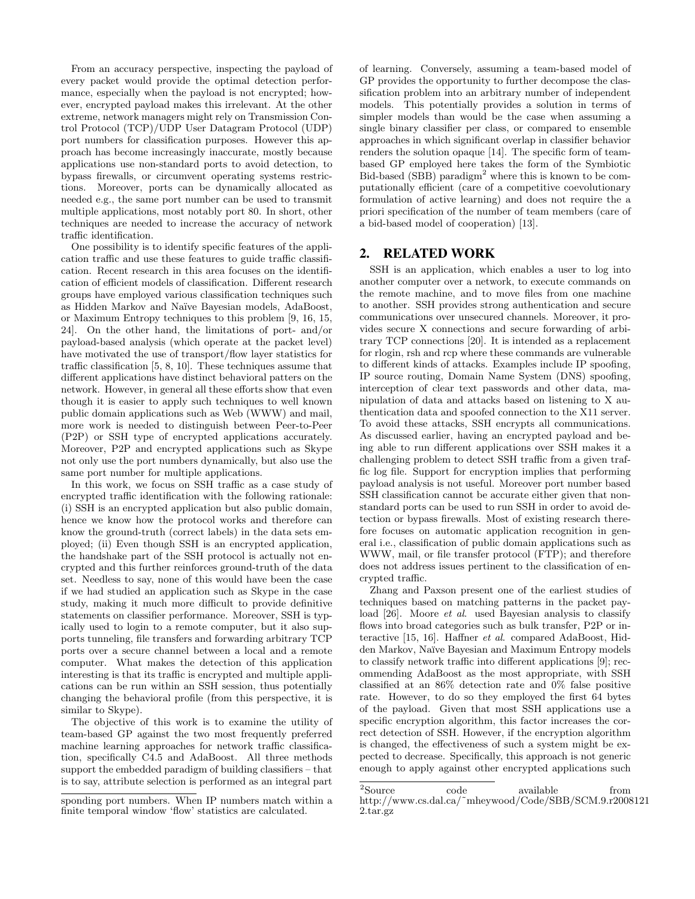From an accuracy perspective, inspecting the payload of every packet would provide the optimal detection performance, especially when the payload is not encrypted; however, encrypted payload makes this irrelevant. At the other extreme, network managers might rely on Transmission Control Protocol (TCP)/UDP User Datagram Protocol (UDP) port numbers for classification purposes. However this approach has become increasingly inaccurate, mostly because applications use non-standard ports to avoid detection, to bypass firewalls, or circumvent operating systems restrictions. Moreover, ports can be dynamically allocated as needed e.g., the same port number can be used to transmit multiple applications, most notably port 80. In short, other techniques are needed to increase the accuracy of network traffic identification.

One possibility is to identify specific features of the application traffic and use these features to guide traffic classification. Recent research in this area focuses on the identification of efficient models of classification. Different research groups have employed various classification techniques such as Hidden Markov and Naïve Bayesian models, AdaBoost, or Maximum Entropy techniques to this problem [9, 16, 15, 24]. On the other hand, the limitations of port- and/or payload-based analysis (which operate at the packet level) have motivated the use of transport/flow layer statistics for traffic classification [5, 8, 10]. These techniques assume that different applications have distinct behavioral patters on the network. However, in general all these efforts show that even though it is easier to apply such techniques to well known public domain applications such as Web (WWW) and mail, more work is needed to distinguish between Peer-to-Peer (P2P) or SSH type of encrypted applications accurately. Moreover, P2P and encrypted applications such as Skype not only use the port numbers dynamically, but also use the same port number for multiple applications.

In this work, we focus on SSH traffic as a case study of encrypted traffic identification with the following rationale: (i) SSH is an encrypted application but also public domain, hence we know how the protocol works and therefore can know the ground-truth (correct labels) in the data sets employed; (ii) Even though SSH is an encrypted application, the handshake part of the SSH protocol is actually not encrypted and this further reinforces ground-truth of the data set. Needless to say, none of this would have been the case if we had studied an application such as Skype in the case study, making it much more difficult to provide definitive statements on classifier performance. Moreover, SSH is typically used to login to a remote computer, but it also supports tunneling, file transfers and forwarding arbitrary TCP ports over a secure channel between a local and a remote computer. What makes the detection of this application interesting is that its traffic is encrypted and multiple applications can be run within an SSH session, thus potentially changing the behavioral profile (from this perspective, it is similar to Skype).

The objective of this work is to examine the utility of team-based GP against the two most frequently preferred machine learning approaches for network traffic classification, specifically C4.5 and AdaBoost. All three methods support the embedded paradigm of building classifiers – that is to say, attribute selection is performed as an integral part of learning. Conversely, assuming a team-based model of GP provides the opportunity to further decompose the classification problem into an arbitrary number of independent models. This potentially provides a solution in terms of simpler models than would be the case when assuming a single binary classifier per class, or compared to ensemble approaches in which significant overlap in classifier behavior renders the solution opaque [14]. The specific form of team-based GP employed here takes the form of the Symbiotic Bid-based (SBB) paradigm[2] where this is known to be computationally efficient (care of a competitive coevolutionary formulation of active learning) and does not require the a priori specification of the number of team members (care of a bid-based model of cooperation) [13].

sponding port numbers. When IP numbers match within a finite temporal window 'flow' statistics are calculated.

[2] Source code available from http://www.cs.dal.ca/~mheywood/Code/SBB/SCM.9.r20081212.tar.gz

## 2. RELATED WORK

SSH is an application, which enables a user to log into another computer over a network, to execute commands on the remote machine, and to move files from one machine to another. SSH provides strong authentication and secure communications over unsecured channels. Moreover, it provides secure X connections and secure forwarding of arbitrary TCP connections [20]. It is intended as a replacement for rlogin, rsh and rcp where these commands are vulnerable to different kinds of attacks. Examples include IP spoofing, IP source routing, Domain Name System (DNS) spoofing, interception of clear text passwords and other data, manipulation of data and attacks based on listening to X authentication data and spoofed connection to the X11 server. To avoid these attacks, SSH encrypts all communications. As discussed earlier, having an encrypted payload and being able to run different applications over SSH makes it a challenging problem to detect SSH traffic from a given traffic log file. Support for encryption implies that performing payload analysis is not useful. Moreover port number based SSH classification cannot be accurate either given that non-standard ports can be used to run SSH in order to avoid detection or bypass firewalls. Most of existing research therefore focuses on automatic application recognition in general i.e., classification of public domain applications such as WWW, mail, or file transfer protocol (FTP); and therefore does not address issues pertinent to the classification of encrypted traffic.

Zhang and Paxson present one of the earliest studies of techniques based on matching patterns in the packet payload [26]. Moore *et al*. used Bayesian analysis to classify flows into broad categories such as bulk transfer, P2P or interactive [15, 16]. Haffner *et al*. compared AdaBoost, Hidden Markov, Naïve Bayesian and Maximum Entropy models to classify network traffic into different applications [9]; recommending AdaBoost as the most appropriate, with SSH classified at an 86% detection rate and 0% false positive rate. However, to do so they employed the first 64 bytes of the payload. Given that most SSH applications use a specific encryption algorithm, this factor increases the correct detection of SSH. However, if the encryption algorithm is changed, the effectiveness of such a system might be expected to decrease. Specifically, this approach is not generic enough to apply against other encrypted applications such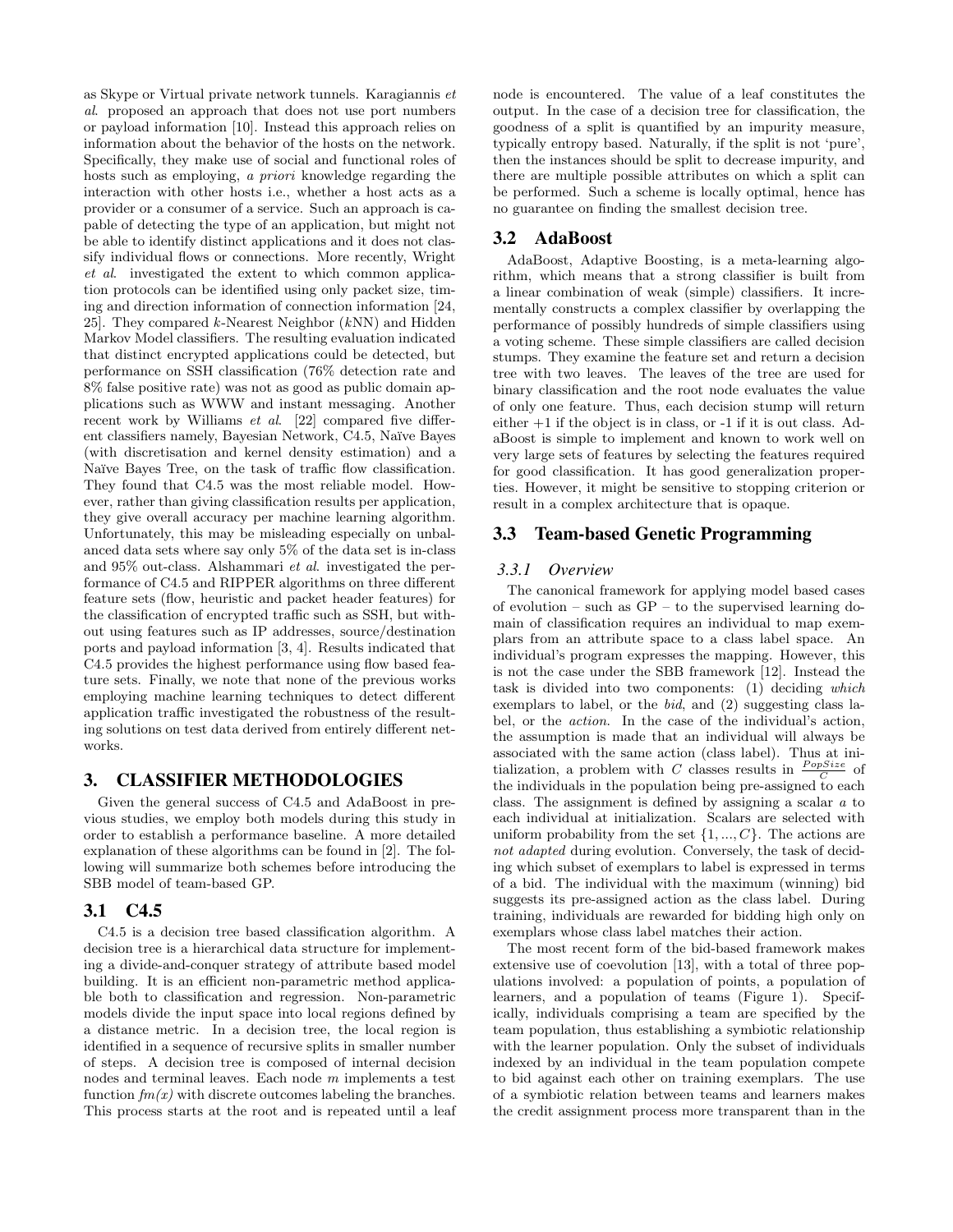as Skype or Virtual private network tunnels. Karagiannis *et al*. proposed an approach that does not use port numbers or payload information [10]. Instead this approach relies on information about the behavior of the hosts on the network. Specifically, they make use of social and functional roles of hosts such as employing, *a priori* knowledge regarding the interaction with other hosts i.e., whether a host acts as a provider or a consumer of a service. Such an approach is capable of detecting the type of an application, but might not be able to identify distinct applications and it does not classify individual flows or connections. More recently, Wright *et al*. investigated the extent to which common application protocols can be identified using only packet size, timing and direction information of connection information [24, 25]. They compared $k$-Nearest Neighbor ($k$NN) and Hidden Markov Model classifiers. The resulting evaluation indicated that distinct encrypted applications could be detected, but performance on SSH classification (76% detection rate and 8% false positive rate) was not as good as public domain applications such as WWW and instant messaging. Another recent work by Williams *et al*. [22] compared five different classifiers namely, Bayesian Network, C4.5, Naïve Bayes (with discretisation and kernel density estimation) and a Naïve Bayes Tree, on the task of traffic flow classification. They found that C4.5 was the most reliable model. However, rather than giving classification results per application, they give overall accuracy per machine learning algorithm. Unfortunately, this may be misleading especially on unbalanced data sets where say only 5% of the data set is in-class and 95% out-class. Alshammari *et al*. investigated the performance of C4.5 and RIPPER algorithms on three different feature sets (flow, heuristic and packet header features) for the classification of encrypted traffic such as SSH, but without using features such as IP addresses, source/destination ports and payload information [3, 4]. Results indicated that C4.5 provides the highest performance using flow based feature sets. Finally, we note that none of the previous works employing machine learning techniques to detect different application traffic investigated the robustness of the resulting solutions on test data derived from entirely different networks.

## 3. CLASSIFIER METHODOLOGIES

Given the general success of C4.5 and AdaBoost in previous studies, we employ both models during this study in order to establish a performance baseline. A more detailed explanation of these algorithms can be found in [2]. The following will summarize both schemes before introducing the SBB model of team-based GP.

### 3.1 C4.5

C4.5 is a decision tree based classification algorithm. A decision tree is a hierarchical data structure for implementing a divide-and-conquer strategy of attribute based model building. It is an efficient non-parametric method applicable both to classification and regression. Non-parametric models divide the input space into local regions defined by a distance metric. In a decision tree, the local region is identified in a sequence of recursive splits in smaller number of steps. A decision tree is composed of internal decision nodes and terminal leaves. Each node $m$ implements a test function $fm(x)$ with discrete outcomes labeling the branches. This process starts at the root and is repeated until a leaf node is encountered. The value of a leaf constitutes the output. In the case of a decision tree for classification, the goodness of a split is quantified by an impurity measure, typically entropy based. Naturally, if the split is not 'pure', then the instances should be split to decrease impurity, and there are multiple possible attributes on which a split can be performed. Such a scheme is locally optimal, hence has no guarantee on finding the smallest decision tree.

### 3.2 AdaBoost

AdaBoost, Adaptive Boosting, is a meta-learning algorithm, which means that a strong classifier is built from a linear combination of weak (simple) classifiers. It incrementally constructs a complex classifier by overlapping the performance of possibly hundreds of simple classifiers using a voting scheme. These simple classifiers are called decision stumps. They examine the feature set and return a decision tree with two leaves. The leaves of the tree are used for binary classification and the root node evaluates the value of only one feature. Thus, each decision stump will return either +1 if the object is in class, or -1 if it is out class. AdaBoost is simple to implement and known to work well on very large sets of features by selecting the features required for good classification. It has good generalization properties. However, it might be sensitive to stopping criterion or result in a complex architecture that is opaque.

### 3.3 Team-based Genetic Programming

#### 3.3.1 Overview

The canonical framework for applying model based cases of evolution – such as GP – to the supervised learning domain of classification requires an individual to map exemplars from an attribute space to a class label space. An individual's program expresses the mapping. However, this is not the case under the SBB framework [12]. Instead the task is divided into two components: (1) deciding *which* exemplars to label, or the *bid*, and (2) suggesting class label, or the *action*. In the case of the individual's action, the assumption is made that an individual will always be associated with the same action (class label). Thus at initialization, a problem with $C$ classes results in $\frac{PopSize}{C}$ of the individuals in the population being pre-assigned to each class. The assignment is defined by assigning a scalar $a$ to each individual at initialization. Scalars are selected with uniform probability from the set $\{1, ..., C\}$. The actions are *not adapted* during evolution. Conversely, the task of deciding which subset of exemplars to label is expressed in terms of a bid. The individual with the maximum (winning) bid suggests its pre-assigned action as the class label. During training, individuals are rewarded for bidding high only on exemplars whose class label matches their action.

The most recent form of the bid-based framework makes extensive use of coevolution [13], with a total of three populations involved: a population of points, a population of learners, and a population of teams (Figure 1). Specifically, individuals comprising a team are specified by the team population, thus establishing a symbiotic relationship with the learner population. Only the subset of individuals indexed by an individual in the team population compete to bid against each other on training exemplars. The use of a symbiotic relation between teams and learners makes the credit assignment process more transparent than in the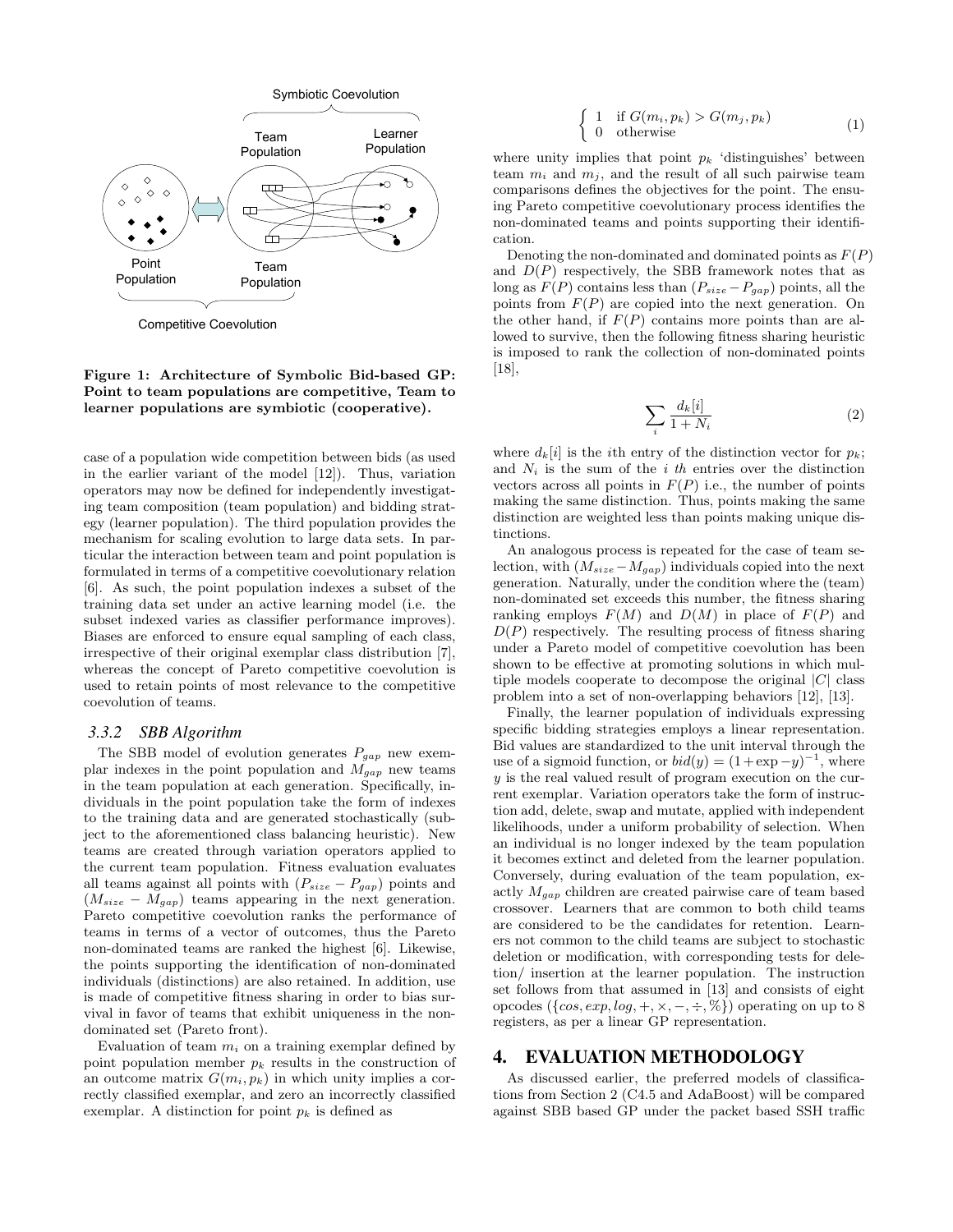Figure 1: Architecture of Symbolic Bid-based GP: Point to team populations are competitive, Team to learner populations are symbiotic (cooperative).

case of a population wide competition between bids (as used in the earlier variant of the model [12]). Thus, variation operators may now be defined for independently investigating team composition (team population) and bidding strategy (learner population). The third population provides the mechanism for scaling evolution to large data sets. In particular the interaction between team and point population is formulated in terms of a competitive coevolutionary relation [6]. As such, the point population indexes a subset of the training data set under an active learning model (i.e. the subset indexed varies as classifier performance improves). Biases are enforced to ensure equal sampling of each class, irrespective of their original exemplar class distribution [7], whereas the concept of Pareto competitive coevolution is used to retain points of most relevance to the competitive coevolution of teams.

### *3.3.2 SBB Algorithm*

The SBB model of evolution generates $P_{gap}$ new exemplar indexes in the point population and $M_{gap}$ new teams in the team population at each generation. Specifically, individuals in the point population take the form of indexes to the training data and are generated stochastically (subject to the aforementioned class balancing heuristic). New teams are created through variation operators applied to the current team population. Fitness evaluation evaluates all teams against all points with $(P_{size} - P_{gap})$ points and $(M_{size} - M_{gap})$ teams appearing in the next generation. Pareto competitive coevolution ranks the performance of teams in terms of a vector of outcomes, thus the Pareto non-dominated teams are ranked the highest [6]. Likewise, the points supporting the identification of non-dominated individuals (distinctions) are also retained. In addition, use is made of competitive fitness sharing in order to bias survival in favor of teams that exhibit uniqueness in the non-dominated set (Pareto front).

Evaluation of team $m_i$ on a training exemplar defined by point population member $p_k$ results in the construction of an outcome matrix $G(m_i, p_k)$ in which unity implies a correctly classified exemplar, and zero an incorrectly classified exemplar. A distinction for point $p_k$ is defined as

$$\begin{cases} 1 & \text{if } G(m_i, p_k) > G(m_j, p_k) \\ 0 & \text{otherwise} \end{cases} \quad (1)$$

where unity implies that point $p_k$ 'distinguishes' between team $m_i$ and $m_j$, and the result of all such pairwise team comparisons defines the objectives for the point. The ensuing Pareto competitive coevolutionary process identifies the non-dominated teams and points supporting their identification.

Denoting the non-dominated and dominated points as $F(P)$ and $D(P)$ respectively, the SBB framework notes that as long as $F(P)$ contains less than $(P_{size} - P_{gap})$ points, all the points from $F(P)$ are copied into the next generation. On the other hand, if $F(P)$ contains more points than are allowed to survive, then the following fitness sharing heuristic is imposed to rank the collection of non-dominated points [18],

$$\sum_i \frac{d_k[i]}{1 + N_i} \quad (2)$$

where $d_k[i]$ is the $i$th entry of the distinction vector for $p_k$; and $N_i$ is the sum of the $i$ *th* entries over the distinction vectors across all points in $F(P)$ i.e., the number of points making the same distinction. Thus, points making the same distinction are weighted less than points making unique distinctions.

An analogous process is repeated for the case of team selection, with $(M_{size} - M_{gap})$ individuals copied into the next generation. Naturally, under the condition where the (team) non-dominated set exceeds this number, the fitness sharing ranking employs $F(M)$ and $D(M)$ in place of $F(P)$ and $D(P)$ respectively. The resulting process of fitness sharing under a Pareto model of competitive coevolution has been shown to be effective at promoting solutions in which multiple models cooperate to decompose the original $|C|$ class problem into a set of non-overlapping behaviors [12], [13].

Finally, the learner population of individuals expressing specific bidding strategies employs a linear representation. Bid values are standardized to the unit interval through the use of a sigmoid function, or $bid(y) = (1 + \exp -y)^{-1}$, where $y$ is the real valued result of program execution on the current exemplar. Variation operators take the form of instruction add, delete, swap and mutate, applied with independent likelihoods, under a uniform probability of selection. When an individual is no longer indexed by the team population it becomes extinct and deleted from the learner population. Conversely, during evaluation of the team population, exactly $M_{gap}$ children are created pairwise care of team based crossover. Learners that are common to both child teams are considered to be the candidates for retention. Learners not common to the child teams are subject to stochastic deletion or modification, with corresponding tests for deletion/ insertion at the learner population. The instruction set follows from that assumed in [13] and consists of eight opcodes ($\{cos, exp, log, +, \times, -, \div, \%\}$) operating on up to 8 registers, as per a linear GP representation.

## 4. EVALUATION METHODOLOGY

As discussed earlier, the preferred models of classifications from Section 2 (C4.5 and AdaBoost) will be compared against SBB based GP under the packet based SSH traffic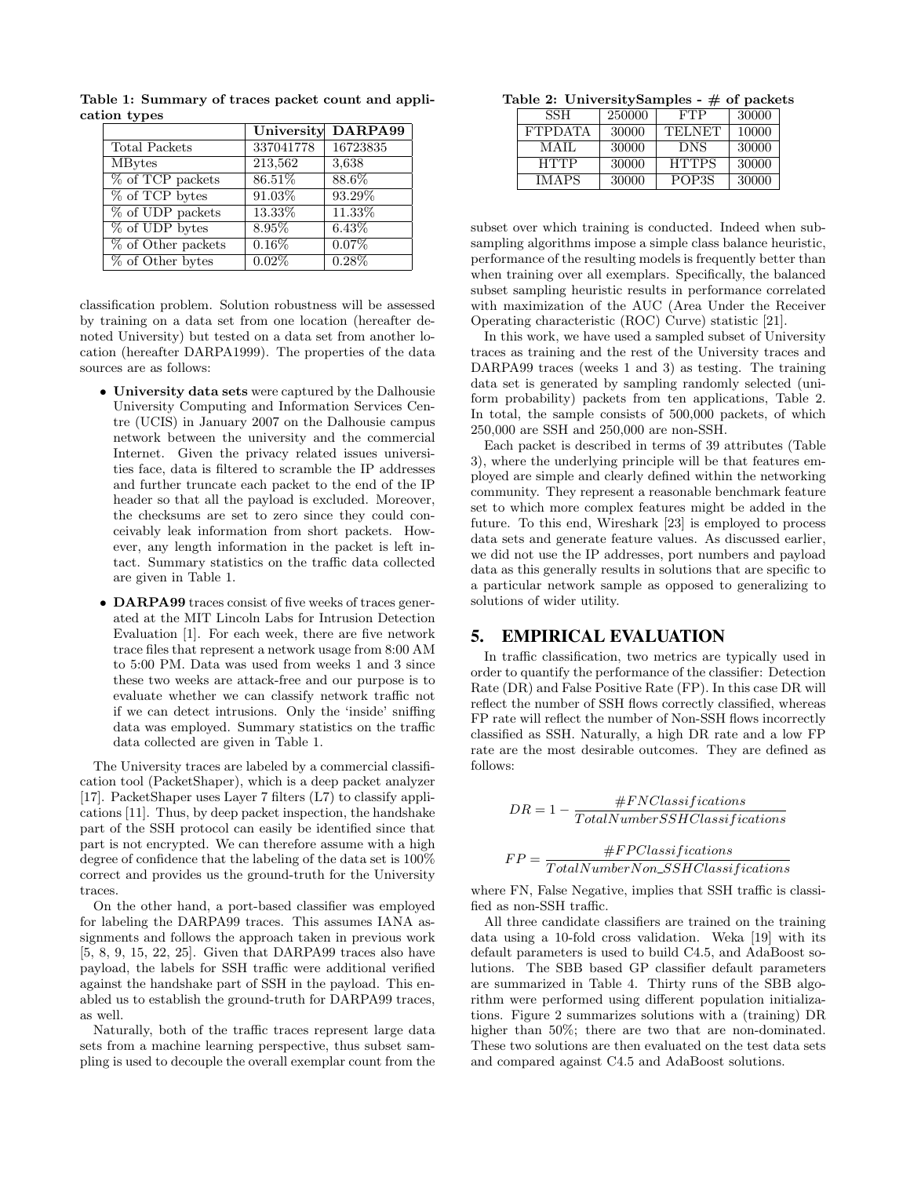**Table 1: Summary of traces packet count and application types**

| | University | DARPA99 |
|---|---|---|
| Total Packets | 337041778 | 16723835 |
| MBytes | 213,562 | 3,638 |
| % of TCP packets | 86.51% | 88.6% |
| % of TCP bytes | 91.03% | 93.29% |
| % of UDP packets | 13.33% | 11.33% |
| % of UDP bytes | 8.95% | 6.43% |
| % of Other packets | 0.16% | 0.07% |
| % of Other bytes | 0.02% | 0.28% |

classification problem. Solution robustness will be assessed by training on a data set from one location (hereafter denoted University) but tested on a data set from another location (hereafter DARPA1999). The properties of the data sources are as follows:

- **University data sets** were captured by the Dalhousie University Computing and Information Services Centre (UCIS) in January 2007 on the Dalhousie campus network between the university and the commercial Internet. Given the privacy related issues universities face, data is filtered to scramble the IP addresses and further truncate each packet to the end of the IP header so that all the payload is excluded. Moreover, the checksums are set to zero since they could conceivably leak information from short packets. However, any length information in the packet is left intact. Summary statistics on the traffic data collected are given in Table 1.
- **DARPA99** traces consist of five weeks of traces generated at the MIT Lincoln Labs for Intrusion Detection Evaluation [1]. For each week, there are five network trace files that represent a network usage from 8:00 AM to 5:00 PM. Data was used from weeks 1 and 3 since these two weeks are attack-free and our purpose is to evaluate whether we can classify network traffic not if we can detect intrusions. Only the 'inside' sniffing data was employed. Summary statistics on the traffic data collected are given in Table 1.

The University traces are labeled by a commercial classification tool (PacketShaper), which is a deep packet analyzer [17]. PacketShaper uses Layer 7 filters (L7) to classify applications [11]. Thus, by deep packet inspection, the handshake part of the SSH protocol can easily be identified since that part is not encrypted. We can therefore assume with a high degree of confidence that the labeling of the data set is 100% correct and provides us the ground-truth for the University traces.

On the other hand, a port-based classifier was employed for labeling the DARPA99 traces. This assumes IANA assignments and follows the approach taken in previous work [5, 8, 9, 15, 22, 25]. Given that DARPA99 traces also have payload, the labels for SSH traffic were additional verified against the handshake part of SSH in the payload. This enabled us to establish the ground-truth for DARPA99 traces, as well.

Naturally, both of the traffic traces represent large data sets from a machine learning perspective, thus subset sampling is used to decouple the overall exemplar count from the subset over which training is conducted. Indeed when subsampling algorithms impose a simple class balance heuristic, performance of the resulting models is frequently better than when training over all exemplars. Specifically, the balanced subset sampling heuristic results in performance correlated with maximization of the AUC (Area Under the Receiver Operating characteristic (ROC) Curve) statistic [21].

**Table 2: UniversitySamples - # of packets**

| SSH | 250000 | FTP | 30000 |
|---|---|---|---|
| FTPDATA | 30000 | TELNET | 10000 |
| MAIL | 30000 | DNS | 30000 |
| HTTP | 30000 | HTTPS | 30000 |
| IMAPS | 30000 | POP3S | 30000 |

In this work, we have used a sampled subset of University traces as training and the rest of the University traces and DARPA99 traces (weeks 1 and 3) as testing. The training data set is generated by sampling randomly selected (uniform probability) packets from ten applications, Table 2. In total, the sample consists of 500,000 packets, of which 250,000 are SSH and 250,000 are non-SSH.

Each packet is described in terms of 39 attributes (Table 3), where the underlying principle will be that features employed are simple and clearly defined within the networking community. They represent a reasonable benchmark feature set to which more complex features might be added in the future. To this end, Wireshark [23] is employed to process data sets and generate feature values. As discussed earlier, we did not use the IP addresses, port numbers and payload data as this generally results in solutions that are specific to a particular network sample as opposed to generalizing to solutions of wider utility.

## 5. EMPIRICAL EVALUATION

In traffic classification, two metrics are typically used in order to quantify the performance of the classifier: Detection Rate (DR) and False Positive Rate (FP). In this case DR will reflect the number of SSH flows correctly classified, whereas FP rate will reflect the number of Non-SSH flows incorrectly classified as SSH. Naturally, a high DR rate and a low FP rate are the most desirable outcomes. They are defined as follows:

$$DR = 1 - \frac{\#FNClassifications}{TotalNumberSSHClassifications}$$

$$FP = \frac{\#FPClassifications}{TotalNumberNon\_SSHClassifications}$$

where FN, False Negative, implies that SSH traffic is classified as non-SSH traffic.

All three candidate classifiers are trained on the training data using a 10-fold cross validation. Weka [19] with its default parameters is used to build C4.5, and AdaBoost solutions. The SBB based GP classifier default parameters are summarized in Table 4. Thirty runs of the SBB algorithm were performed using different population initializations. Figure 2 summarizes solutions with a (training) DR higher than 50%; there are two that are non-dominated. These two solutions are then evaluated on the test data sets and compared against C4.5 and AdaBoost solutions.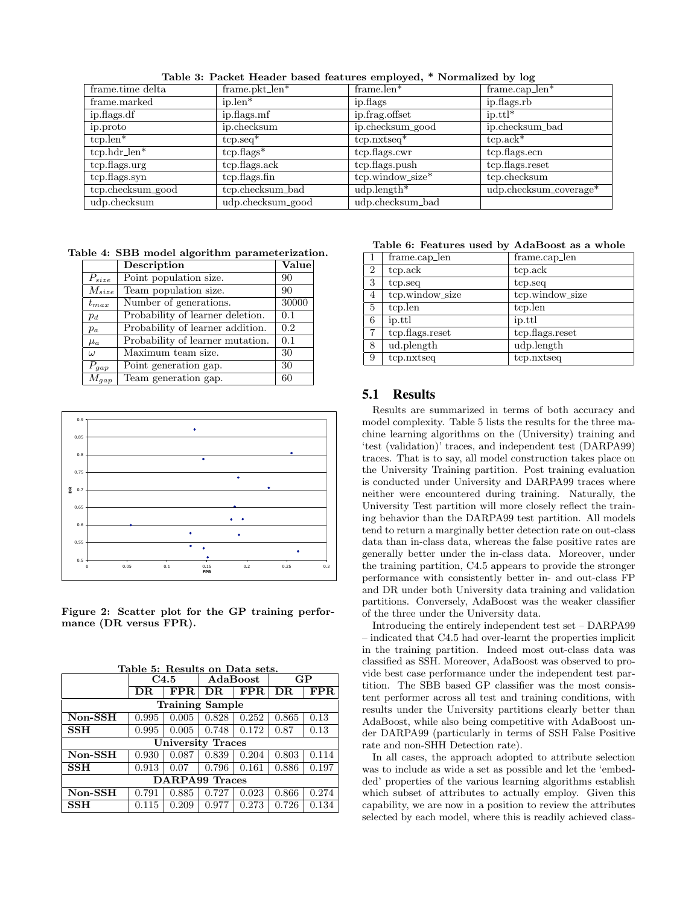**Table 3: Packet Header based features employed, * Normalized by log**

| | | | |
|---|---|---|---|
| frame.time delta | frame.pkt_len* | frame.len* | frame.cap_len* |
| frame.marked | ip.len* | ip.flags | ip.flags.rb |
| ip.flags.df | ip.flags.mf | ip.frag.offset | ip.ttl* |
| ip.proto | ip.checksum | ip.checksum_good | ip.checksum_bad |
| tcp.len* | tcp.seq* | tcp.nxtseq* | tcp.ack* |
| tcp.hdr_len* | tcp.flags* | tcp.flags.cwr | tcp.flags.ecn |
| tcp.flags.urg | tcp.flags.ack | tcp.flags.push | tcp.flags.reset |
| tcp.flags.syn | tcp.flags.fin | tcp.window_size* | tcp.checksum |
| tcp.checksum_good | tcp.checksum_bad | udp.length* | udp.checksum_coverage* |
| udp.checksum | udp.checksum_good | udp.checksum_bad | |

**Table 4: SBB model algorithm parameterization.**

| | Description | Value |
|---|---|---|
| $P_{size}$ | Point population size. | 90 |
| $M_{size}$ | Team population size. | 90 |
| $t_{max}$ | Number of generations. | 30000 |
| $p_d$ | Probability of learner deletion. | 0.1 |
| $p_a$ | Probability of learner addition. | 0.2 |
| $\mu_a$ | Probability of learner mutation. | 0.1 |
| $\omega$ | Maximum team size. | 30 |
| $P_{gap}$ | Point generation gap. | 30 |
| $M_{gap}$ | Team generation gap. | 60 |

Figure 2: Scatter plot for the GP training performance (DR versus FPR).

**Table 5: Results on Data sets.**

| | C4.5 | | AdaBoost | | GP | |
|---|---|---|---|---|---|---|
| | DR | FPR | DR | FPR | DR | FPR |
| **Training Sample** | | | | | | |
| **Non-SSH** | 0.995 | 0.005 | 0.828 | 0.252 | 0.865 | 0.13 |
| **SSH** | 0.995 | 0.005 | 0.748 | 0.172 | 0.87 | 0.13 |
| **University Traces** | | | | | | |
| **Non-SSH** | 0.930 | 0.087 | 0.839 | 0.204 | 0.803 | 0.114 |
| **SSH** | 0.913 | 0.07 | 0.796 | 0.161 | 0.886 | 0.197 |
| **DARPA99 Traces** | | | | | | |
| **Non-SSH** | 0.791 | 0.885 | 0.727 | 0.023 | 0.866 | 0.274 |
| **SSH** | 0.115 | 0.209 | 0.977 | 0.273 | 0.726 | 0.134 |

**Table 6: Features used by AdaBoost as a whole**

| | | |
|---|---|---|
| 1 | frame.cap_len | frame.cap_len |
| 2 | tcp.ack | tcp.ack |
| 3 | tcp.seq | tcp.seq |
| 4 | tcp.window_size | tcp.window_size |
| 5 | tcp.len | tcp.len |
| 6 | ip.ttl | ip.ttl |
| 7 | tcp.flags.reset | tcp.flags.reset |
| 8 | ud.plength | udp.length |
| 9 | tcp.nxtseq | tcp.nxtseq |

## 5.1 Results

Results are summarized in terms of both accuracy and model complexity. Table 5 lists the results for the three machine learning algorithms on the (University) training and 'test (validation)' traces, and independent test (DARPA99) traces. That is to say, all model construction takes place on the University Training partition. Post training evaluation is conducted under University and DARPA99 traces where neither were encountered during training. Naturally, the University Test partition will more closely reflect the training behavior than the DARPA99 test partition. All models tend to return a marginally better detection rate on out-class data than in-class data, whereas the false positive rates are generally better under the in-class data. Moreover, under the training partition, C4.5 appears to provide the stronger performance with consistently better in- and out-class FP and DR under both University data training and validation partitions. Conversely, AdaBoost was the weaker classifier of the three under the University data.

Introducing the entirely independent test set – DARPA99 – indicated that C4.5 had over-learnt the properties implicit in the training partition. Indeed most out-class data was classified as SSH. Moreover, AdaBoost was observed to provide best case performance under the independent test partition. The SBB based GP classifier was the most consistent performer across all test and training conditions, with results under the University partitions clearly better than AdaBoost, while also being competitive with AdaBoost under DARPA99 (particularly in terms of SSH False Positive rate and non-SHH Detection rate).

In all cases, the approach adopted to attribute selection was to include as wide a set as possible and let the 'embedded' properties of the various learning algorithms establish which subset of attributes to actually employ. Given this capability, we are now in a position to review the attributes selected by each model, where this is readily achieved class-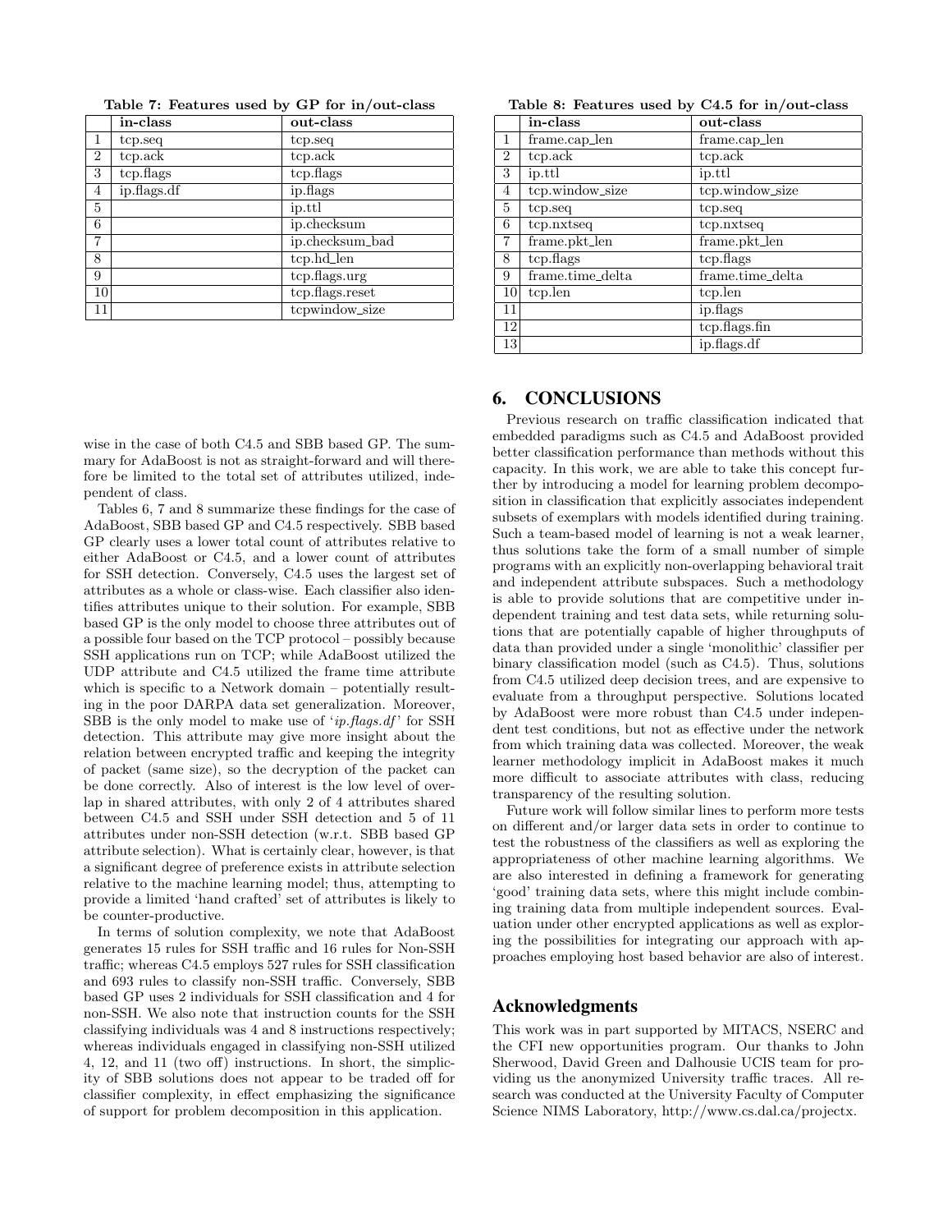Table 7: Features used by GP for in/out-class

|  | in-class | out-class |
|---|---|---|
| 1 | tcp.seq | tcp.seq |
| 2 | tcp.ack | tcp.ack |
| 3 | tcp.flags | tcp.flags |
| 4 | ip.flags.df | ip.flags |
| 5 |  | ip.ttl |
| 6 |  | ip.checksum |
| 7 |  | ip.checksum_bad |
| 8 |  | tcp.hd_len |
| 9 |  | tcp.flags.urg |
| 10 |  | tcp.flags.reset |
| 11 |  | tcpwindow_size |

Table 8: Features used by C4.5 for in/out-class

|  | in-class | out-class |
|---|---|---|
| 1 | frame.cap_len | frame.cap_len |
| 2 | tcp.ack | tcp.ack |
| 3 | ip.ttl | ip.ttl |
| 4 | tcp.window_size | tcp.window_size |
| 5 | tcp.seq | tcp.seq |
| 6 | tcp.nxtseq | tcp.nxtseq |
| 7 | frame.pkt_len | frame.pkt_len |
| 8 | tcp.flags | tcp.flags |
| 9 | frame.time_delta | frame.time_delta |
| 10 | tcp.len | tcp.len |
| 11 |  | ip.flags |
| 12 |  | tcp.flags.fin |
| 13 |  | ip.flags.df |

wise in the case of both C4.5 and SBB based GP. The summary for AdaBoost is not as straight-forward and will therefore be limited to the total set of attributes utilized, independent of class.

Tables 6, 7 and 8 summarize these findings for the case of AdaBoost, SBB based GP and C4.5 respectively. SBB based GP clearly uses a lower total count of attributes relative to either AdaBoost or C4.5, and a lower count of attributes for SSH detection. Conversely, C4.5 uses the largest set of attributes as a whole or class-wise. Each classifier also identifies attributes unique to their solution. For example, SBB based GP is the only model to choose three attributes out of a possible four based on the TCP protocol – possibly because SSH applications run on TCP; while AdaBoost utilized the UDP attribute and C4.5 utilized the frame time attribute which is specific to a Network domain – potentially resulting in the poor DARPA data set generalization. Moreover, SBB is the only model to make use of '*ip.flags.df*' for SSH detection. This attribute may give more insight about the relation between encrypted traffic and keeping the integrity of packet (same size), so the decryption of the packet can be done correctly. Also of interest is the low level of overlap in shared attributes, with only 2 of 4 attributes shared between C4.5 and SSH under SSH detection and 5 of 11 attributes under non-SSH detection (w.r.t. SBB based GP attribute selection). What is certainly clear, however, is that a significant degree of preference exists in attribute selection relative to the machine learning model; thus, attempting to provide a limited 'hand crafted' set of attributes is likely to be counter-productive.

In terms of solution complexity, we note that AdaBoost generates 15 rules for SSH traffic and 16 rules for Non-SSH traffic; whereas C4.5 employs 527 rules for SSH classification and 693 rules to classify non-SSH traffic. Conversely, SBB based GP uses 2 individuals for SSH classification and 4 for non-SSH. We also note that instruction counts for the SSH classifying individuals was 4 and 8 instructions respectively; whereas individuals engaged in classifying non-SSH utilized 4, 12, and 11 (two off) instructions. In short, the simplicity of SBB solutions does not appear to be traded off for classifier complexity, in effect emphasizing the significance of support for problem decomposition in this application.

## 6. CONCLUSIONS

Previous research on traffic classification indicated that embedded paradigms such as C4.5 and AdaBoost provided better classification performance than methods without this capacity. In this work, we are able to take this concept further by introducing a model for learning problem decomposition in classification that explicitly associates independent subsets of exemplars with models identified during training. Such a team-based model of learning is not a weak learner, thus solutions take the form of a small number of simple programs with an explicitly non-overlapping behavioral trait and independent attribute subspaces. Such a methodology is able to provide solutions that are competitive under independent training and test data sets, while returning solutions that are potentially capable of higher throughputs of data than provided under a single 'monolithic' classifier per binary classification model (such as C4.5). Thus, solutions from C4.5 utilized deep decision trees, and are expensive to evaluate from a throughput perspective. Solutions located by AdaBoost were more robust than C4.5 under independent test conditions, but not as effective under the network from which training data was collected. Moreover, the weak learner methodology implicit in AdaBoost makes it much more difficult to associate attributes with class, reducing transparency of the resulting solution.

Future work will follow similar lines to perform more tests on different and/or larger data sets in order to continue to test the robustness of the classifiers as well as exploring the appropriateness of other machine learning algorithms. We are also interested in defining a framework for generating 'good' training data sets, where this might include combining training data from multiple independent sources. Evaluation under other encrypted applications as well as exploring the possibilities for integrating our approach with approaches employing host based behavior are also of interest.

## Acknowledgments

This work was in part supported by MITACS, NSERC and the CFI new opportunities program. Our thanks to John Sherwood, David Green and Dalhousie UCIS team for providing us the anonymized University traffic traces. All research was conducted at the University Faculty of Computer Science NIMS Laboratory, http://www.cs.dal.ca/projectx.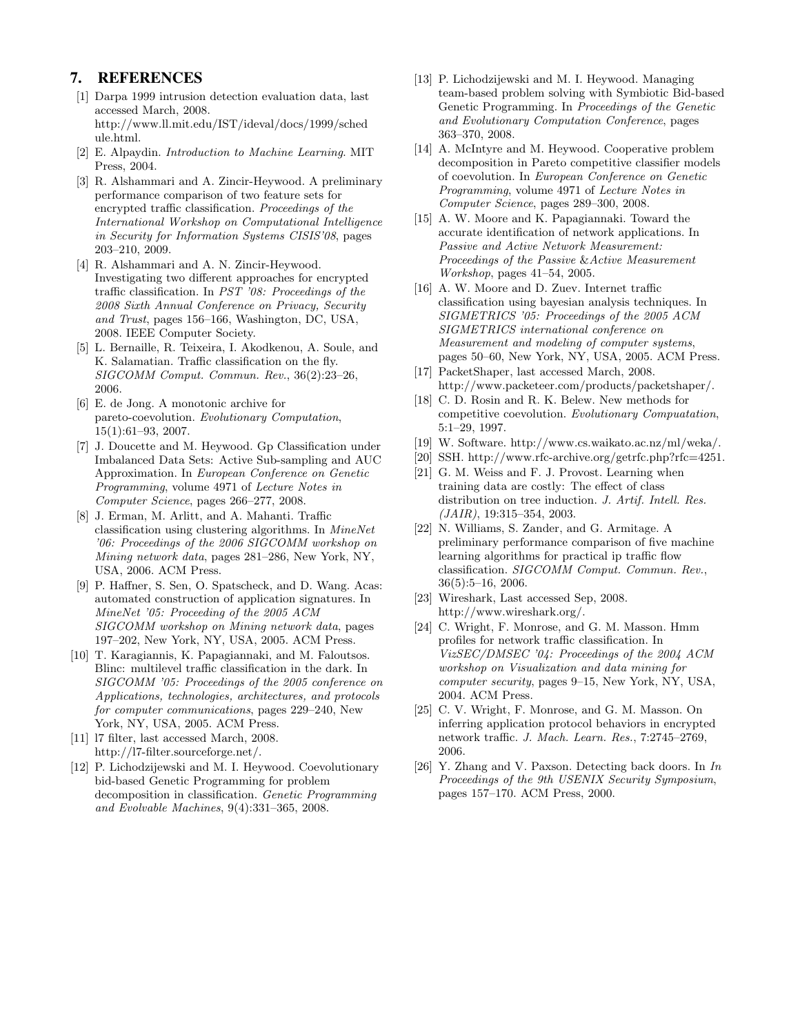## 7. REFERENCES

[1] Darpa 1999 intrusion detection evaluation data, last accessed March, 2008. http://www.ll.mit.edu/IST/ideval/docs/1999/schedule.html.

[2] E. Alpaydin. *Introduction to Machine Learning*. MIT Press, 2004.

[3] R. Alshammari and A. Zincir-Heywood. A preliminary performance comparison of two feature sets for encrypted traffic classification. *Proceedings of the International Workshop on Computational Intelligence in Security for Information Systems CISIS'08*, pages 203–210, 2009.

[4] R. Alshammari and A. N. Zincir-Heywood. Investigating two different approaches for encrypted traffic classification. In *PST '08: Proceedings of the 2008 Sixth Annual Conference on Privacy, Security and Trust*, pages 156–166, Washington, DC, USA, 2008. IEEE Computer Society.

[5] L. Bernaille, R. Teixeira, I. Akodkenou, A. Soule, and K. Salamatian. Traffic classification on the fly. *SIGCOMM Comput. Commun. Rev.*, 36(2):23–26, 2006.

[6] E. de Jong. A monotonic archive for pareto-coevolution. *Evolutionary Computation*, 15(1):61–93, 2007.

[7] J. Doucette and M. Heywood. Gp Classification under Imbalanced Data Sets: Active Sub-sampling and AUC Approximation. In *European Conference on Genetic Programming*, volume 4971 of *Lecture Notes in Computer Science*, pages 266–277, 2008.

[8] J. Erman, M. Arlitt, and A. Mahanti. Traffic classification using clustering algorithms. In *MineNet '06: Proceedings of the 2006 SIGCOMM workshop on Mining network data*, pages 281–286, New York, NY, USA, 2006. ACM Press.

[9] P. Haffner, S. Sen, O. Spatscheck, and D. Wang. Acas: automated construction of application signatures. In *MineNet '05: Proceeding of the 2005 ACM SIGCOMM workshop on Mining network data*, pages 197–202, New York, NY, USA, 2005. ACM Press.

[10] T. Karagiannis, K. Papagiannaki, and M. Faloutsos. Blinc: multilevel traffic classification in the dark. In *SIGCOMM '05: Proceedings of the 2005 conference on Applications, technologies, architectures, and protocols for computer communications*, pages 229–240, New York, NY, USA, 2005. ACM Press.

[11] l7 filter, last accessed March, 2008. http://l7-filter.sourceforge.net/.

[12] P. Lichodzijewski and M. I. Heywood. Coevolutionary bid-based Genetic Programming for problem decomposition in classification. *Genetic Programming and Evolvable Machines*, 9(4):331–365, 2008.

[13] P. Lichodzijewski and M. I. Heywood. Managing team-based problem solving with Symbiotic Bid-based Genetic Programming. In *Proceedings of the Genetic and Evolutionary Computation Conference*, pages 363–370, 2008.

[14] A. McIntyre and M. Heywood. Cooperative problem decomposition in Pareto competitive classifier models of coevolution. In *European Conference on Genetic Programming*, volume 4971 of *Lecture Notes in Computer Science*, pages 289–300, 2008.

[15] A. W. Moore and K. Papagiannaki. Toward the accurate identification of network applications. In *Passive and Active Network Measurement: Proceedings of the Passive &Active Measurement Workshop*, pages 41–54, 2005.

[16] A. W. Moore and D. Zuev. Internet traffic classification using bayesian analysis techniques. In *SIGMETRICS '05: Proceedings of the 2005 ACM SIGMETRICS international conference on Measurement and modeling of computer systems*, pages 50–60, New York, NY, USA, 2005. ACM Press.

[17] PacketShaper, last accessed March, 2008. http://www.packeteer.com/products/packetshaper/.

[18] C. D. Rosin and R. K. Belew. New methods for competitive coevolution. *Evolutionary Compuatation*, 5:1–29, 1997.

[19] W. Software. http://www.cs.waikato.ac.nz/ml/weka/.

[20] SSH. http://www.rfc-archive.org/getrfc.php?rfc=4251.

[21] G. M. Weiss and F. J. Provost. Learning when training data are costly: The effect of class distribution on tree induction. *J. Artif. Intell. Res. (JAIR)*, 19:315–354, 2003.

[22] N. Williams, S. Zander, and G. Armitage. A preliminary performance comparison of five machine learning algorithms for practical ip traffic flow classification. *SIGCOMM Comput. Commun. Rev.*, 36(5):5–16, 2006.

[23] Wireshark, Last accessed Sep, 2008. http://www.wireshark.org/.

[24] C. Wright, F. Monrose, and G. M. Masson. Hmm profiles for network traffic classification. In *VizSEC/DMSEC '04: Proceedings of the 2004 ACM workshop on Visualization and data mining for computer security*, pages 9–15, New York, NY, USA, 2004. ACM Press.

[25] C. V. Wright, F. Monrose, and G. M. Masson. On inferring application protocol behaviors in encrypted network traffic. *J. Mach. Learn. Res.*, 7:2745–2769, 2006.

[26] Y. Zhang and V. Paxson. Detecting back doors. In *In Proceedings of the 9th USENIX Security Symposium*, pages 157–170. ACM Press, 2000.